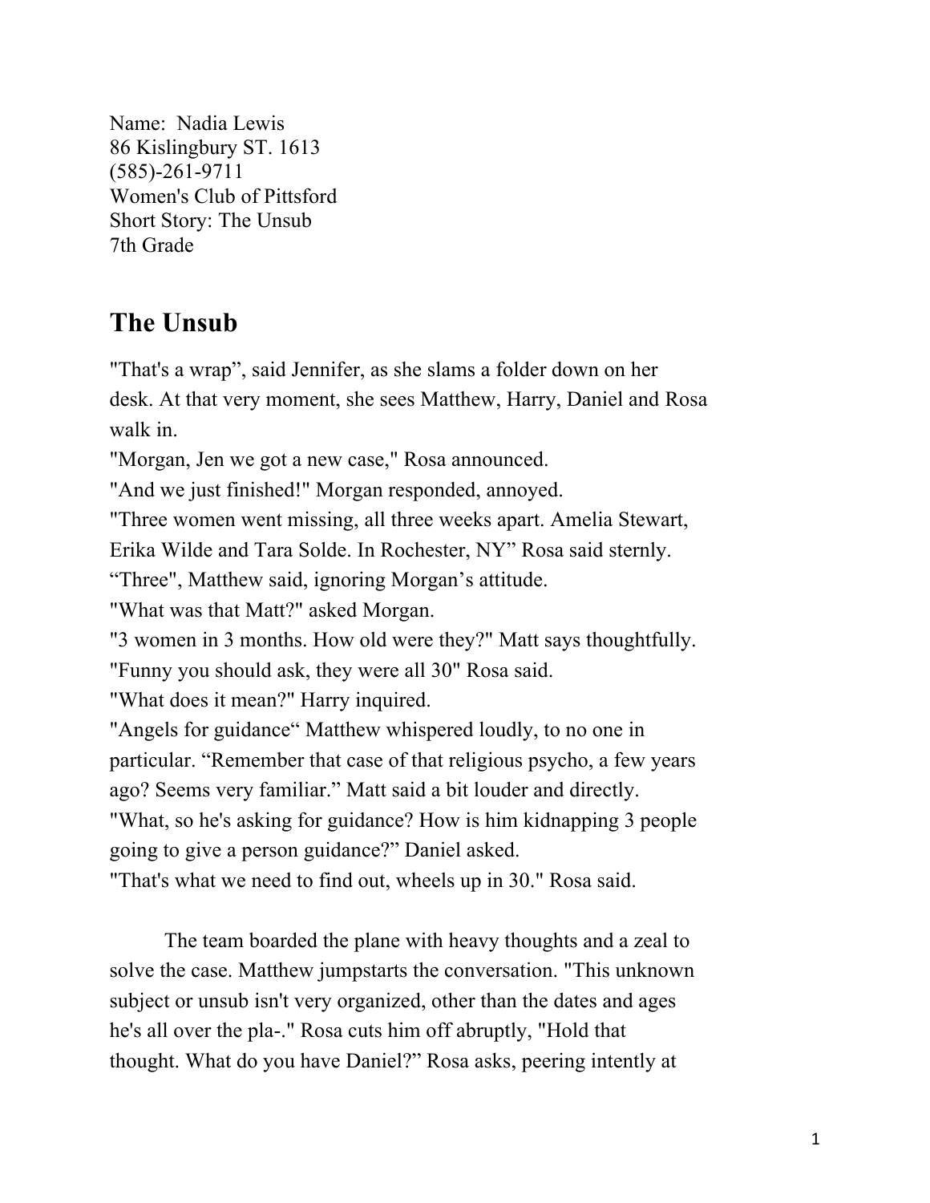Name: Nadia Lewis
86 Kislingbury ST. 1613
(585)-261-9711
Women's Club of Pittsford
Short Story: The Unsub
7th Grade

# The Unsub

"That's a wrap", said Jennifer, as she slams a folder down on her desk. At that very moment, she sees Matthew, Harry, Daniel and Rosa walk in.
"Morgan, Jen we got a new case," Rosa announced.
"And we just finished!" Morgan responded, annoyed.
"Three women went missing, all three weeks apart. Amelia Stewart, Erika Wilde and Tara Solde. In Rochester, NY" Rosa said sternly.
"Three", Matthew said, ignoring Morgan's attitude.
"What was that Matt?" asked Morgan.
"3 women in 3 months. How old were they?" Matt says thoughtfully.
"Funny you should ask, they were all 30" Rosa said.
"What does it mean?" Harry inquired.
"Angels for guidance" Matthew whispered loudly, to no one in particular. "Remember that case of that religious psycho, a few years ago? Seems very familiar." Matt said a bit louder and directly.
"What, so he's asking for guidance? How is him kidnapping 3 people going to give a person guidance?" Daniel asked.
"That's what we need to find out, wheels up in 30." Rosa said.

The team boarded the plane with heavy thoughts and a zeal to solve the case. Matthew jumpstarts the conversation. "This unknown subject or unsub isn't very organized, other than the dates and ages he's all over the pla-." Rosa cuts him off abruptly, "Hold that thought. What do you have Daniel?" Rosa asks, peering intently at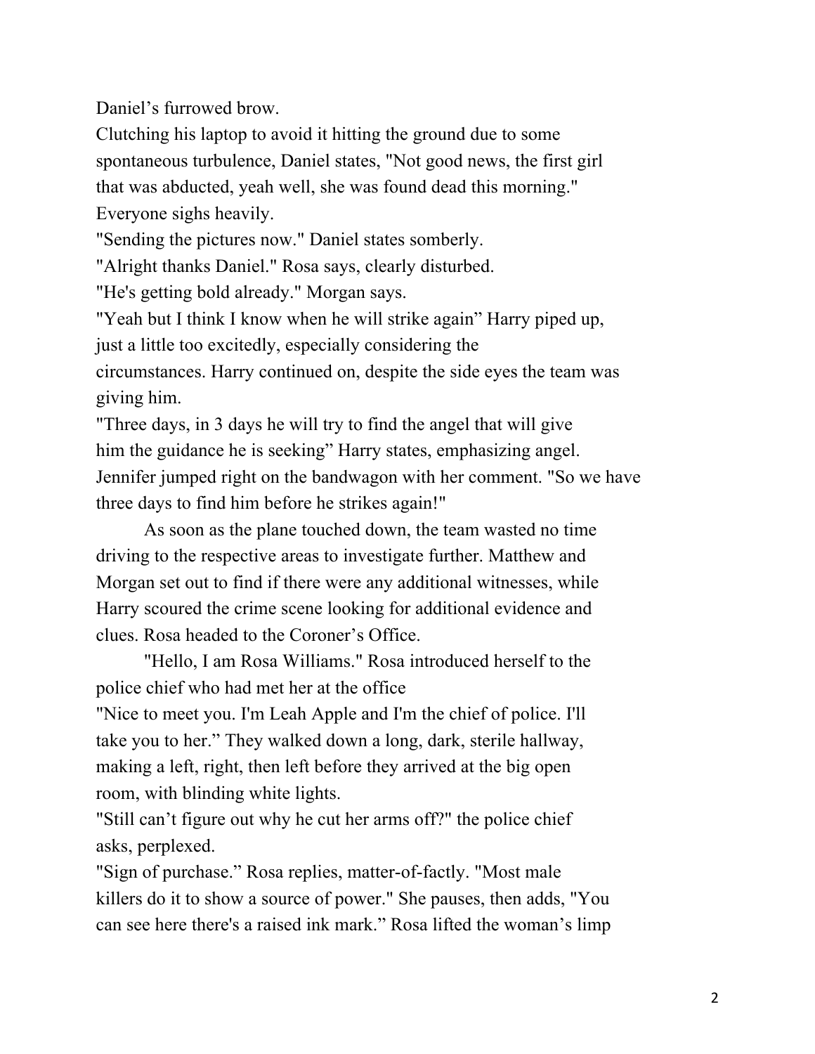Daniel's furrowed brow.

Clutching his laptop to avoid it hitting the ground due to some spontaneous turbulence, Daniel states, "Not good news, the first girl that was abducted, yeah well, she was found dead this morning."

Everyone sighs heavily.

"Sending the pictures now." Daniel states somberly.

"Alright thanks Daniel." Rosa says, clearly disturbed.

"He's getting bold already." Morgan says.

"Yeah but I think I know when he will strike again" Harry piped up, just a little too excitedly, especially considering the circumstances. Harry continued on, despite the side eyes the team was giving him.

"Three days, in 3 days he will try to find the angel that will give him the guidance he is seeking" Harry states, emphasizing angel. Jennifer jumped right on the bandwagon with her comment. "So we have three days to find him before he strikes again!"

As soon as the plane touched down, the team wasted no time driving to the respective areas to investigate further. Matthew and Morgan set out to find if there were any additional witnesses, while Harry scoured the crime scene looking for additional evidence and clues. Rosa headed to the Coroner's Office.

"Hello, I am Rosa Williams." Rosa introduced herself to the police chief who had met her at the office

"Nice to meet you. I'm Leah Apple and I'm the chief of police. I'll take you to her." They walked down a long, dark, sterile hallway, making a left, right, then left before they arrived at the big open room, with blinding white lights.

"Still can't figure out why he cut her arms off?" the police chief asks, perplexed.

"Sign of purchase." Rosa replies, matter-of-factly. "Most male killers do it to show a source of power." She pauses, then adds, "You can see here there's a raised ink mark." Rosa lifted the woman's limp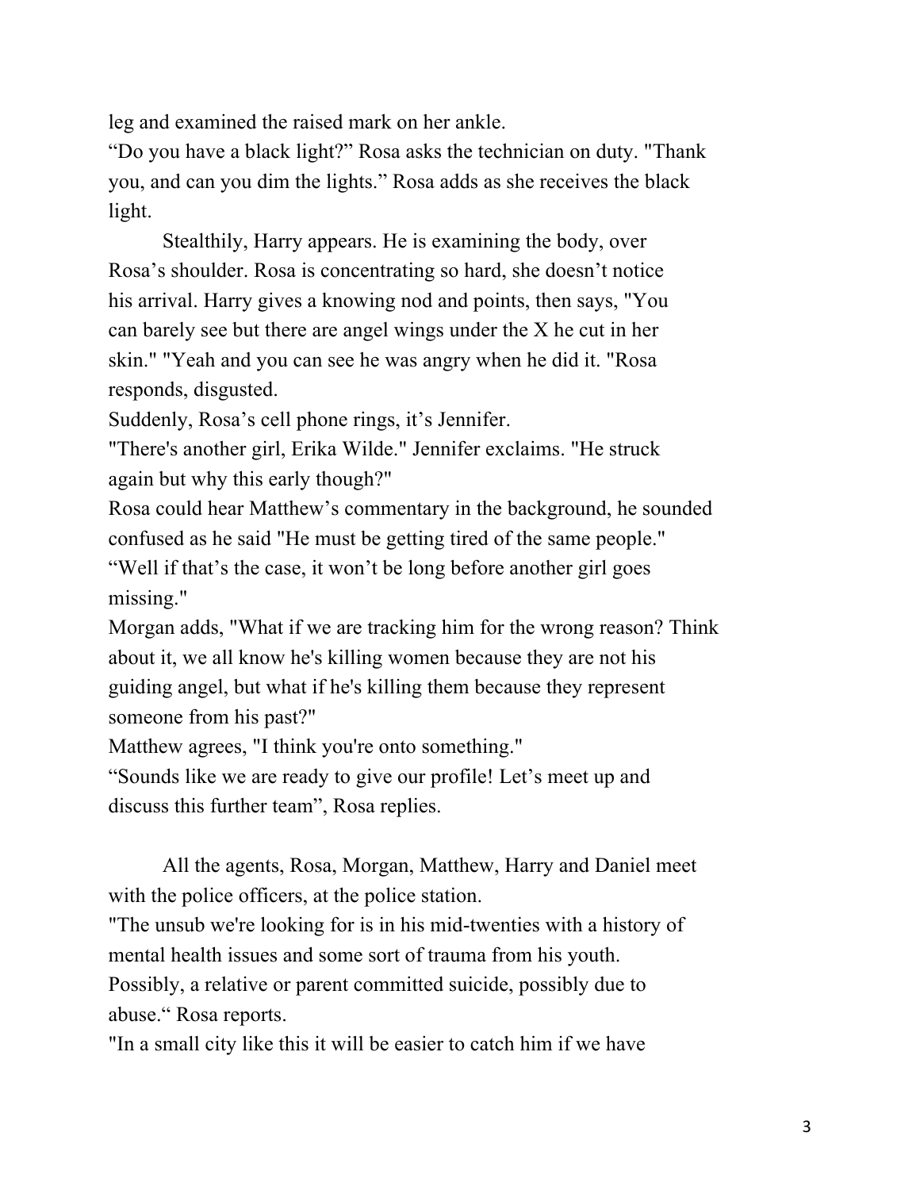leg and examined the raised mark on her ankle.

"Do you have a black light?" Rosa asks the technician on duty. "Thank you, and can you dim the lights." Rosa adds as she receives the black light.

Stealthily, Harry appears. He is examining the body, over Rosa's shoulder. Rosa is concentrating so hard, she doesn't notice his arrival. Harry gives a knowing nod and points, then says, "You can barely see but there are angel wings under the X he cut in her skin." "Yeah and you can see he was angry when he did it. "Rosa responds, disgusted.

Suddenly, Rosa's cell phone rings, it's Jennifer.

"There's another girl, Erika Wilde." Jennifer exclaims. "He struck again but why this early though?"

Rosa could hear Matthew's commentary in the background, he sounded confused as he said "He must be getting tired of the same people."

"Well if that's the case, it won't be long before another girl goes missing."

Morgan adds, "What if we are tracking him for the wrong reason? Think about it, we all know he's killing women because they are not his guiding angel, but what if he's killing them because they represent someone from his past?"

Matthew agrees, "I think you're onto something."

"Sounds like we are ready to give our profile! Let's meet up and discuss this further team", Rosa replies.

All the agents, Rosa, Morgan, Matthew, Harry and Daniel meet with the police officers, at the police station.

"The unsub we're looking for is in his mid-twenties with a history of mental health issues and some sort of trauma from his youth. Possibly, a relative or parent committed suicide, possibly due to abuse." Rosa reports.

"In a small city like this it will be easier to catch him if we have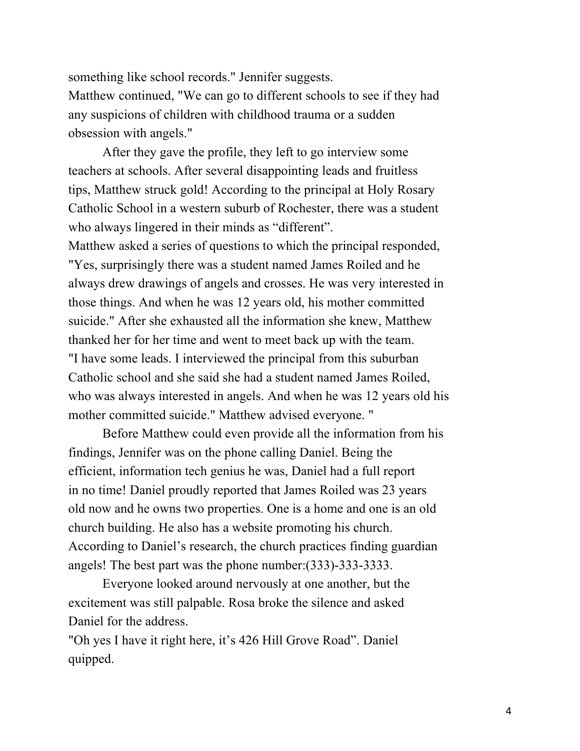something like school records." Jennifer suggests.
Matthew continued, "We can go to different schools to see if they had any suspicions of children with childhood trauma or a sudden obsession with angels."

After they gave the profile, they left to go interview some teachers at schools. After several disappointing leads and fruitless tips, Matthew struck gold! According to the principal at Holy Rosary Catholic School in a western suburb of Rochester, there was a student who always lingered in their minds as “different”.
Matthew asked a series of questions to which the principal responded, "Yes, surprisingly there was a student named James Roiled and he always drew drawings of angels and crosses. He was very interested in those things. And when he was 12 years old, his mother committed suicide." After she exhausted all the information she knew, Matthew thanked her for her time and went to meet back up with the team.
"I have some leads. I interviewed the principal from this suburban Catholic school and she said she had a student named James Roiled, who was always interested in angels. And when he was 12 years old his mother committed suicide." Matthew advised everyone. "

Before Matthew could even provide all the information from his findings, Jennifer was on the phone calling Daniel. Being the efficient, information tech genius he was, Daniel had a full report in no time! Daniel proudly reported that James Roiled was 23 years old now and he owns two properties. One is a home and one is an old church building. He also has a website promoting his church. According to Daniel’s research, the church practices finding guardian angels! The best part was the phone number:(333)-333-3333.

Everyone looked around nervously at one another, but the excitement was still palpable. Rosa broke the silence and asked Daniel for the address.
"Oh yes I have it right here, it’s 426 Hill Grove Road”. Daniel quipped.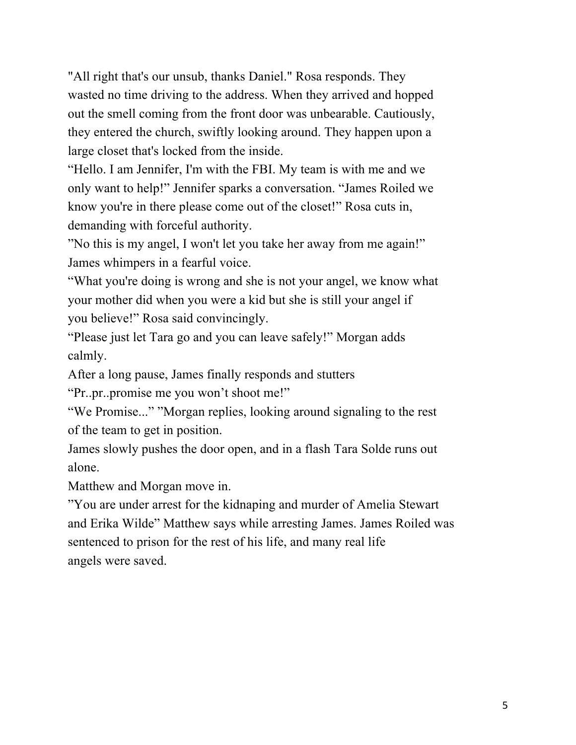"All right that's our unsub, thanks Daniel." Rosa responds. They wasted no time driving to the address. When they arrived and hopped out the smell coming from the front door was unbearable. Cautiously, they entered the church, swiftly looking around. They happen upon a large closet that's locked from the inside.

“Hello. I am Jennifer, I'm with the FBI. My team is with me and we only want to help!” Jennifer sparks a conversation. “James Roiled we know you're in there please come out of the closet!” Rosa cuts in, demanding with forceful authority.

”No this is my angel, I won't let you take her away from me again!” James whimpers in a fearful voice.

“What you're doing is wrong and she is not your angel, we know what your mother did when you were a kid but she is still your angel if you believe!” Rosa said convincingly.

“Please just let Tara go and you can leave safely!” Morgan adds calmly.

After a long pause, James finally responds and stutters

“Pr..pr..promise me you won’t shoot me!”

“We Promise...” ”Morgan replies, looking around signaling to the rest of the team to get in position.

James slowly pushes the door open, and in a flash Tara Solde runs out alone.

Matthew and Morgan move in.

”You are under arrest for the kidnaping and murder of Amelia Stewart and Erika Wilde” Matthew says while arresting James. James Roiled was sentenced to prison for the rest of his life, and many real life angels were saved.